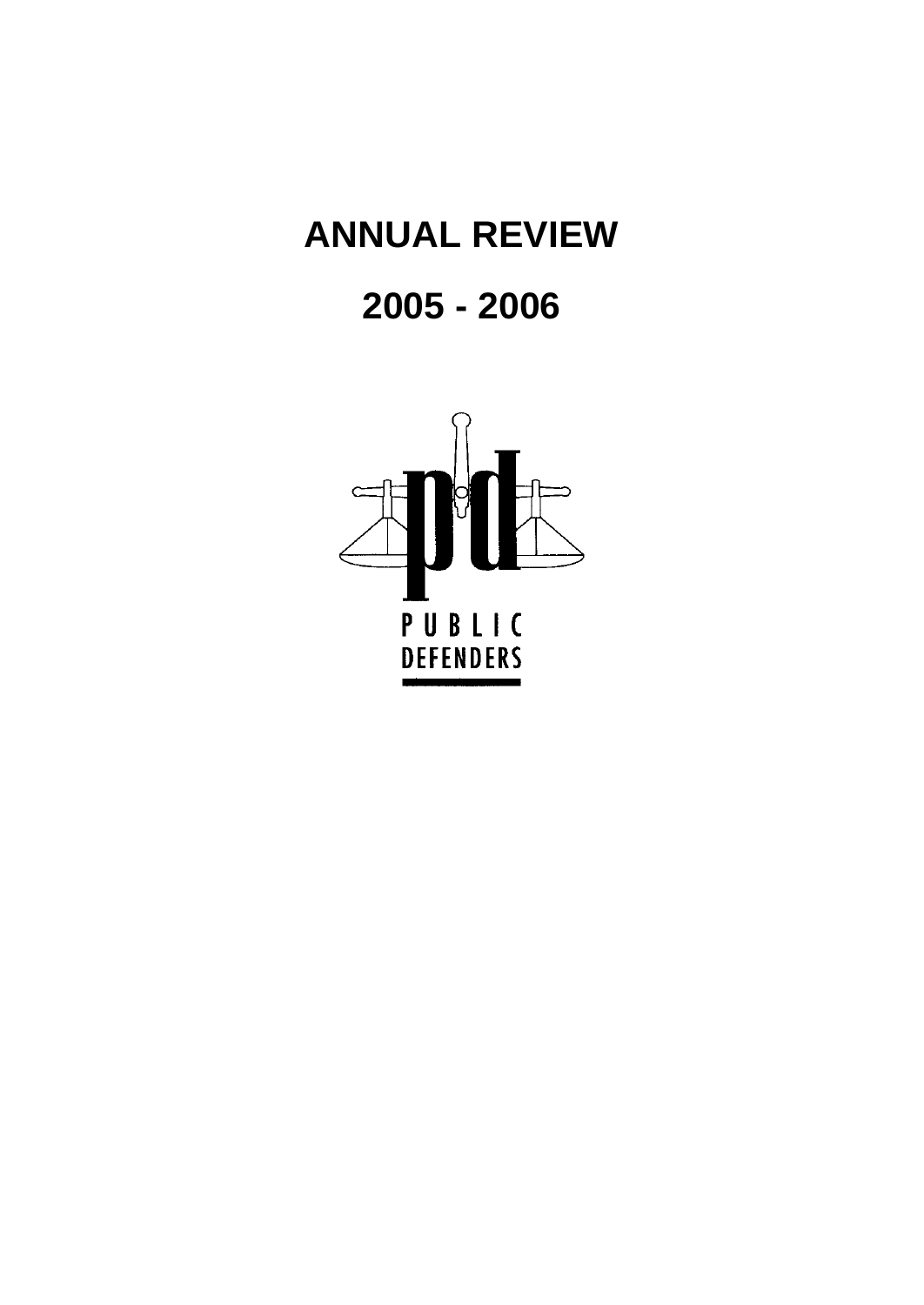# ANNUAL REVIEW

# 2005 - 2006

PUBLIC DEFENDERS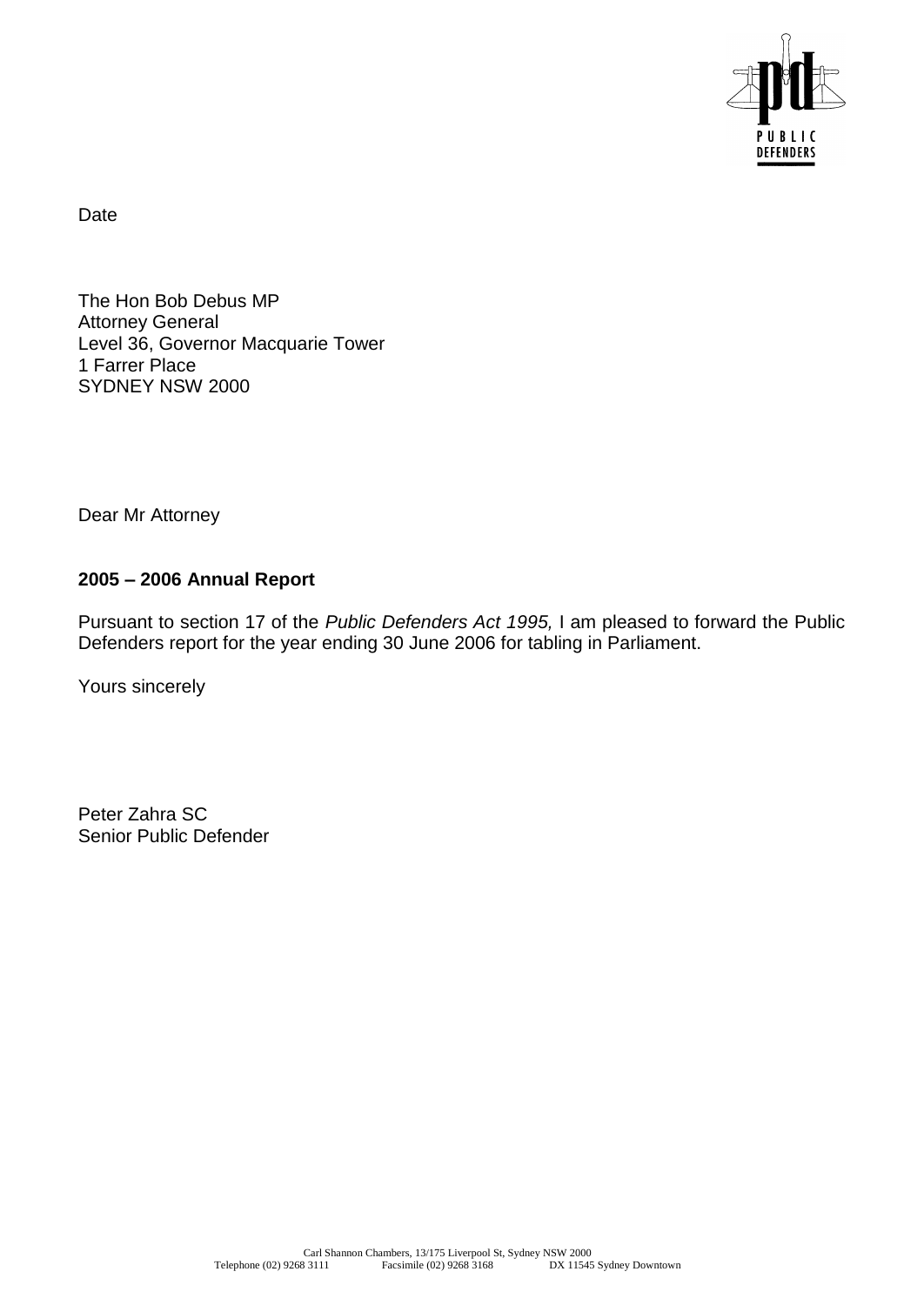PUBLIC DEFENDERS

Date

The Hon Bob Debus MP
Attorney General
Level 36, Governor Macquarie Tower
1 Farrer Place
SYDNEY NSW 2000

Dear Mr Attorney

**2005 – 2006 Annual Report**

Pursuant to section 17 of the *Public Defenders Act 1995,* I am pleased to forward the Public Defenders report for the year ending 30 June 2006 for tabling in Parliament.

Yours sincerely

Peter Zahra SC
Senior Public Defender

Carl Shannon Chambers, 13/175 Liverpool St, Sydney NSW 2000
Telephone (02) 9268 3111 Facsimile (02) 9268 3168 DX 11545 Sydney Downtown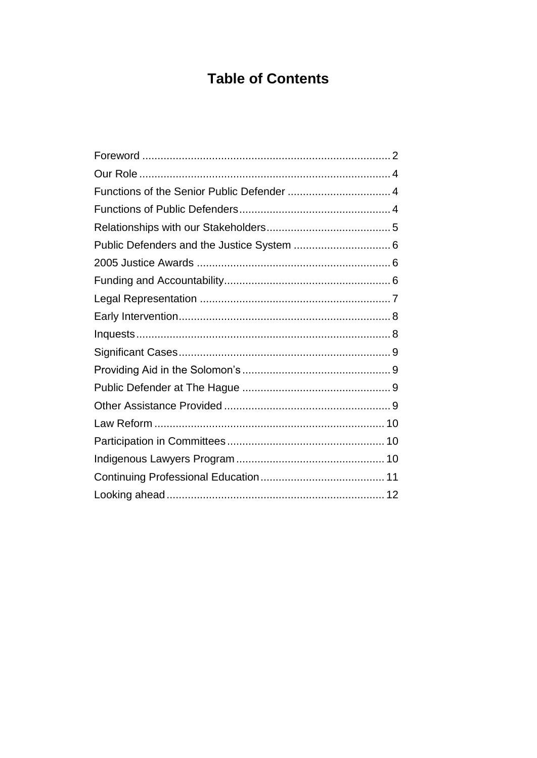# Table of Contents

Foreword .......................................................................... 2
Our Role .......................................................................... 4
Functions of the Senior Public Defender .................................. 4
Functions of Public Defenders ................................................ 4
Relationships with our Stakeholders ........................................ 5
Public Defenders and the Justice System ................................. 6
2005 Justice Awards ............................................................ 6
Funding and Accountability .................................................... 6
Legal Representation ............................................................ 7
Early Intervention .................................................................. 8
Inquests ............................................................................... 8
Significant Cases .................................................................. 9
Providing Aid in the Solomon's ............................................... 9
Public Defender at The Hague ................................................. 9
Other Assistance Provided ...................................................... 9
Law Reform ......................................................................... 10
Participation in Committees ................................................... 10
Indigenous Lawyers Program ................................................. 10
Continuing Professional Education ......................................... 11
Looking ahead ..................................................................... 12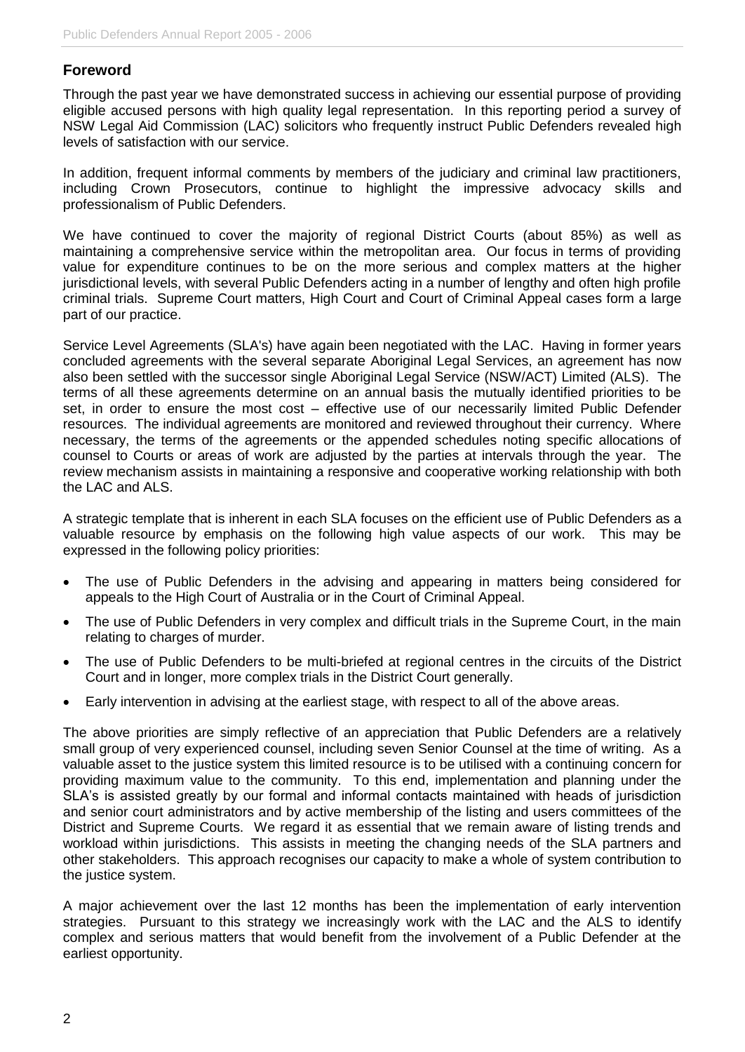## Foreword

Through the past year we have demonstrated success in achieving our essential purpose of providing eligible accused persons with high quality legal representation. In this reporting period a survey of NSW Legal Aid Commission (LAC) solicitors who frequently instruct Public Defenders revealed high levels of satisfaction with our service.

In addition, frequent informal comments by members of the judiciary and criminal law practitioners, including Crown Prosecutors, continue to highlight the impressive advocacy skills and professionalism of Public Defenders.

We have continued to cover the majority of regional District Courts (about 85%) as well as maintaining a comprehensive service within the metropolitan area. Our focus in terms of providing value for expenditure continues to be on the more serious and complex matters at the higher jurisdictional levels, with several Public Defenders acting in a number of lengthy and often high profile criminal trials. Supreme Court matters, High Court and Court of Criminal Appeal cases form a large part of our practice.

Service Level Agreements (SLA's) have again been negotiated with the LAC. Having in former years concluded agreements with the several separate Aboriginal Legal Services, an agreement has now also been settled with the successor single Aboriginal Legal Service (NSW/ACT) Limited (ALS). The terms of all these agreements determine on an annual basis the mutually identified priorities to be set, in order to ensure the most cost – effective use of our necessarily limited Public Defender resources. The individual agreements are monitored and reviewed throughout their currency. Where necessary, the terms of the agreements or the appended schedules noting specific allocations of counsel to Courts or areas of work are adjusted by the parties at intervals through the year. The review mechanism assists in maintaining a responsive and cooperative working relationship with both the LAC and ALS.

A strategic template that is inherent in each SLA focuses on the efficient use of Public Defenders as a valuable resource by emphasis on the following high value aspects of our work. This may be expressed in the following policy priorities:

- The use of Public Defenders in the advising and appearing in matters being considered for appeals to the High Court of Australia or in the Court of Criminal Appeal.
- The use of Public Defenders in very complex and difficult trials in the Supreme Court, in the main relating to charges of murder.
- The use of Public Defenders to be multi-briefed at regional centres in the circuits of the District Court and in longer, more complex trials in the District Court generally.
- Early intervention in advising at the earliest stage, with respect to all of the above areas.

The above priorities are simply reflective of an appreciation that Public Defenders are a relatively small group of very experienced counsel, including seven Senior Counsel at the time of writing. As a valuable asset to the justice system this limited resource is to be utilised with a continuing concern for providing maximum value to the community. To this end, implementation and planning under the SLA's is assisted greatly by our formal and informal contacts maintained with heads of jurisdiction and senior court administrators and by active membership of the listing and users committees of the District and Supreme Courts. We regard it as essential that we remain aware of listing trends and workload within jurisdictions. This assists in meeting the changing needs of the SLA partners and other stakeholders. This approach recognises our capacity to make a whole of system contribution to the justice system.

A major achievement over the last 12 months has been the implementation of early intervention strategies. Pursuant to this strategy we increasingly work with the LAC and the ALS to identify complex and serious matters that would benefit from the involvement of a Public Defender at the earliest opportunity.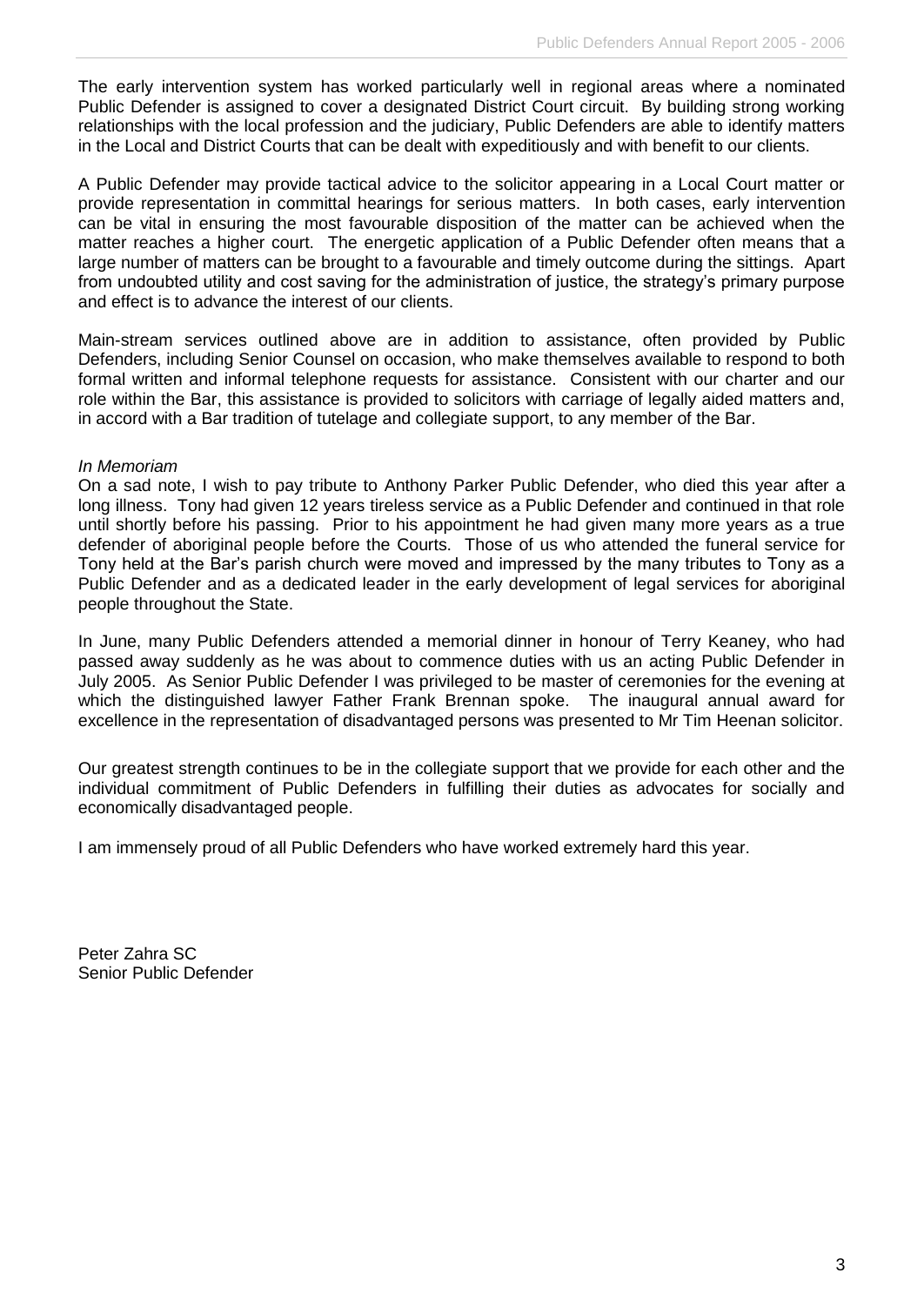The early intervention system has worked particularly well in regional areas where a nominated Public Defender is assigned to cover a designated District Court circuit. By building strong working relationships with the local profession and the judiciary, Public Defenders are able to identify matters in the Local and District Courts that can be dealt with expeditiously and with benefit to our clients.

A Public Defender may provide tactical advice to the solicitor appearing in a Local Court matter or provide representation in committal hearings for serious matters. In both cases, early intervention can be vital in ensuring the most favourable disposition of the matter can be achieved when the matter reaches a higher court. The energetic application of a Public Defender often means that a large number of matters can be brought to a favourable and timely outcome during the sittings. Apart from undoubted utility and cost saving for the administration of justice, the strategy's primary purpose and effect is to advance the interest of our clients.

Main-stream services outlined above are in addition to assistance, often provided by Public Defenders, including Senior Counsel on occasion, who make themselves available to respond to both formal written and informal telephone requests for assistance. Consistent with our charter and our role within the Bar, this assistance is provided to solicitors with carriage of legally aided matters and, in accord with a Bar tradition of tutelage and collegiate support, to any member of the Bar.

*In Memoriam*

On a sad note, I wish to pay tribute to Anthony Parker Public Defender, who died this year after a long illness. Tony had given 12 years tireless service as a Public Defender and continued in that role until shortly before his passing. Prior to his appointment he had given many more years as a true defender of aboriginal people before the Courts. Those of us who attended the funeral service for Tony held at the Bar's parish church were moved and impressed by the many tributes to Tony as a Public Defender and as a dedicated leader in the early development of legal services for aboriginal people throughout the State.

In June, many Public Defenders attended a memorial dinner in honour of Terry Keaney, who had passed away suddenly as he was about to commence duties with us an acting Public Defender in July 2005. As Senior Public Defender I was privileged to be master of ceremonies for the evening at which the distinguished lawyer Father Frank Brennan spoke. The inaugural annual award for excellence in the representation of disadvantaged persons was presented to Mr Tim Heenan solicitor.

Our greatest strength continues to be in the collegiate support that we provide for each other and the individual commitment of Public Defenders in fulfilling their duties as advocates for socially and economically disadvantaged people.

I am immensely proud of all Public Defenders who have worked extremely hard this year.

Peter Zahra SC
Senior Public Defender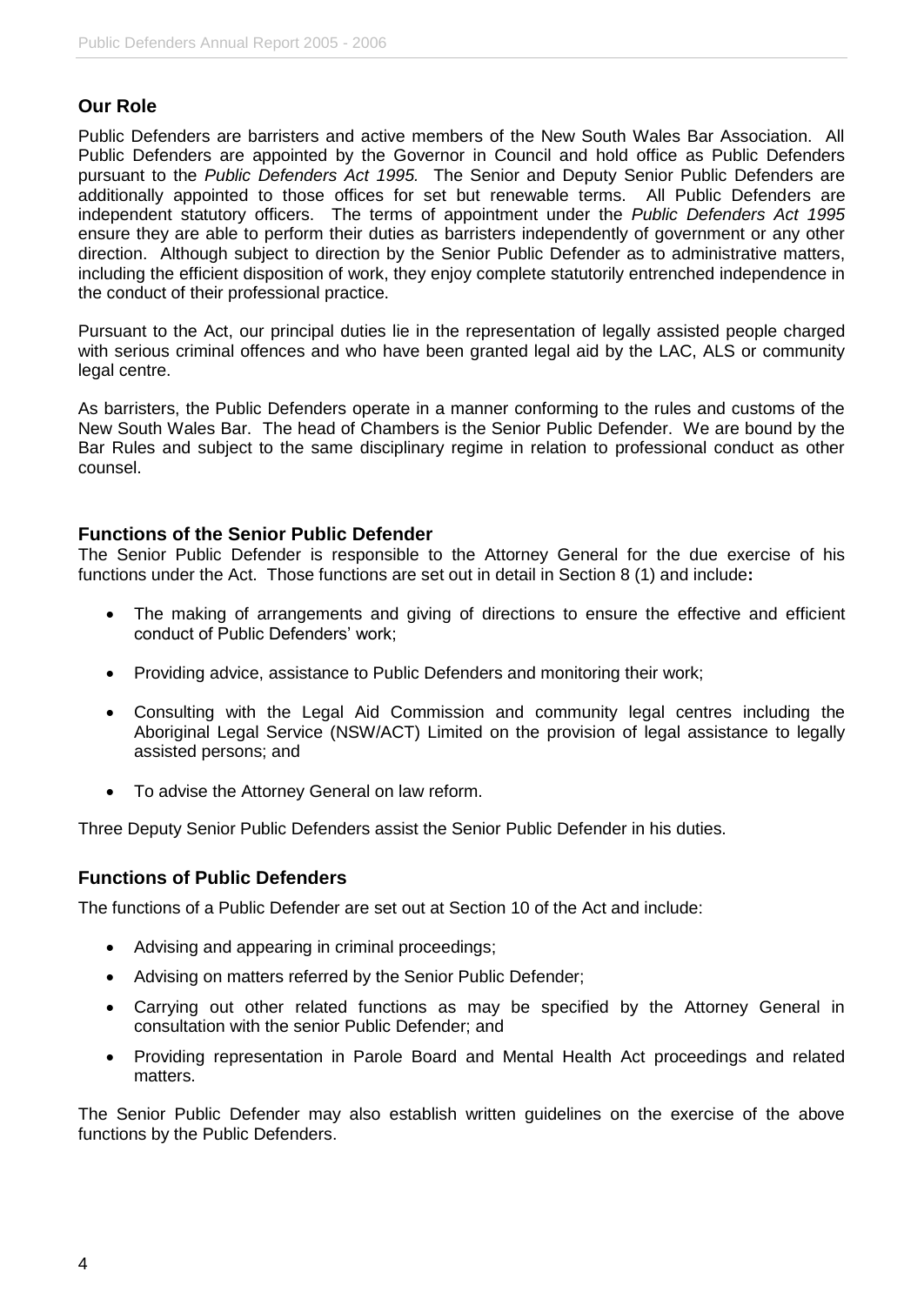## Our Role

Public Defenders are barristers and active members of the New South Wales Bar Association. All Public Defenders are appointed by the Governor in Council and hold office as Public Defenders pursuant to the *Public Defenders Act 1995.* The Senior and Deputy Senior Public Defenders are additionally appointed to those offices for set but renewable terms. All Public Defenders are independent statutory officers. The terms of appointment under the *Public Defenders Act 1995* ensure they are able to perform their duties as barristers independently of government or any other direction. Although subject to direction by the Senior Public Defender as to administrative matters, including the efficient disposition of work, they enjoy complete statutorily entrenched independence in the conduct of their professional practice.

Pursuant to the Act, our principal duties lie in the representation of legally assisted people charged with serious criminal offences and who have been granted legal aid by the LAC, ALS or community legal centre.

As barristers, the Public Defenders operate in a manner conforming to the rules and customs of the New South Wales Bar. The head of Chambers is the Senior Public Defender. We are bound by the Bar Rules and subject to the same disciplinary regime in relation to professional conduct as other counsel.

## Functions of the Senior Public Defender

The Senior Public Defender is responsible to the Attorney General for the due exercise of his functions under the Act. Those functions are set out in detail in Section 8 (1) and include**:**

- The making of arrangements and giving of directions to ensure the effective and efficient conduct of Public Defenders' work;
- Providing advice, assistance to Public Defenders and monitoring their work;
- Consulting with the Legal Aid Commission and community legal centres including the Aboriginal Legal Service (NSW/ACT) Limited on the provision of legal assistance to legally assisted persons; and
- To advise the Attorney General on law reform.

Three Deputy Senior Public Defenders assist the Senior Public Defender in his duties.

## Functions of Public Defenders

The functions of a Public Defender are set out at Section 10 of the Act and include:

- Advising and appearing in criminal proceedings;
- Advising on matters referred by the Senior Public Defender;
- Carrying out other related functions as may be specified by the Attorney General in consultation with the senior Public Defender; and
- Providing representation in Parole Board and Mental Health Act proceedings and related matters.

The Senior Public Defender may also establish written guidelines on the exercise of the above functions by the Public Defenders.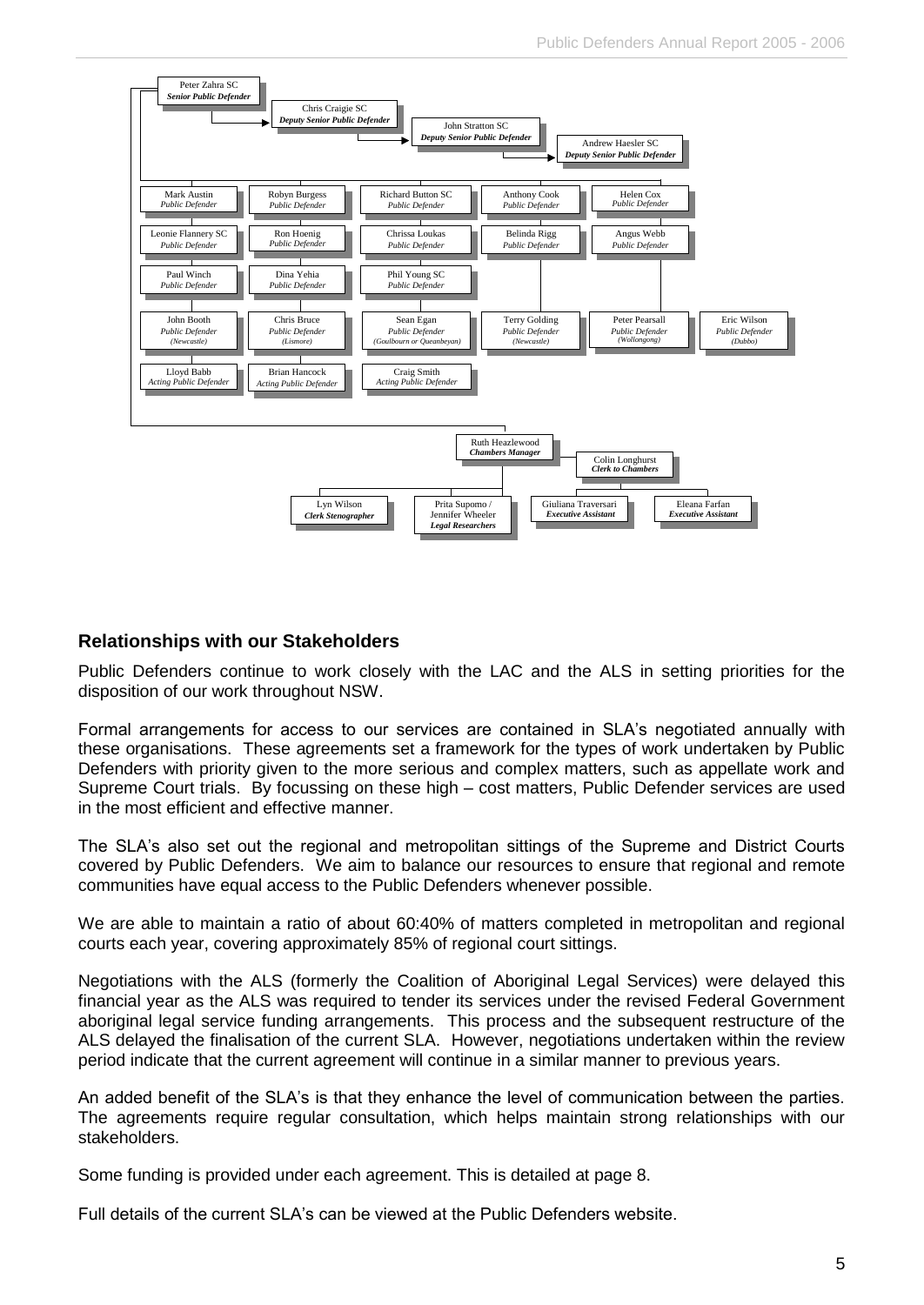Peter Zahra SC
*Senior Public Defender*

Chris Craigie SC
*Deputy Senior Public Defender*

John Stratton SC
*Deputy Senior Public Defender*

Andrew Haesler SC
*Deputy Senior Public Defender*

Mark Austin
*Public Defender*

Robyn Burgess
*Public Defender*

Richard Button SC
*Public Defender*

Anthony Cook
*Public Defender*

Helen Cox
*Public Defender*

Leonie Flannery SC
*Public Defender*

Ron Hoenig
*Public Defender*

Chrissa Loukas
*Public Defender*

Belinda Rigg
*Public Defender*

Angus Webb
*Public Defender*

Paul Winch
*Public Defender*

Dina Yehia
*Public Defender*

Phil Young SC
*Public Defender*

John Booth
*Public Defender (Newcastle)*

Chris Bruce
*Public Defender (Lismore)*

Sean Egan
*Public Defender (Goulbourn or Queanbeyan)*

Terry Golding
*Public Defender (Newcastle)*

Peter Pearsall
*Public Defender (Wollongong)*

Eric Wilson
*Public Defender (Dubbo)*

Lloyd Babb
*Acting Public Defender*

Brian Hancock
*Acting Public Defender*

Craig Smith
*Acting Public Defender*

Ruth Heazlewood
*Chambers Manager*

Colin Longhurst
*Clerk to Chambers*

Lyn Wilson
*Clerk Stenographer*

Prita Supomo / Jennifer Wheeler
*Legal Researchers*

Giuliana Traversari
*Executive Assistant*

Eleana Farfan
*Executive Assistant*

## Relationships with our Stakeholders

Public Defenders continue to work closely with the LAC and the ALS in setting priorities for the disposition of our work throughout NSW.

Formal arrangements for access to our services are contained in SLA's negotiated annually with these organisations. These agreements set a framework for the types of work undertaken by Public Defenders with priority given to the more serious and complex matters, such as appellate work and Supreme Court trials. By focussing on these high – cost matters, Public Defender services are used in the most efficient and effective manner.

The SLA's also set out the regional and metropolitan sittings of the Supreme and District Courts covered by Public Defenders. We aim to balance our resources to ensure that regional and remote communities have equal access to the Public Defenders whenever possible.

We are able to maintain a ratio of about 60:40% of matters completed in metropolitan and regional courts each year, covering approximately 85% of regional court sittings.

Negotiations with the ALS (formerly the Coalition of Aboriginal Legal Services) were delayed this financial year as the ALS was required to tender its services under the revised Federal Government aboriginal legal service funding arrangements. This process and the subsequent restructure of the ALS delayed the finalisation of the current SLA. However, negotiations undertaken within the review period indicate that the current agreement will continue in a similar manner to previous years.

An added benefit of the SLA's is that they enhance the level of communication between the parties. The agreements require regular consultation, which helps maintain strong relationships with our stakeholders.

Some funding is provided under each agreement. This is detailed at page 8.

Full details of the current SLA's can be viewed at the Public Defenders website.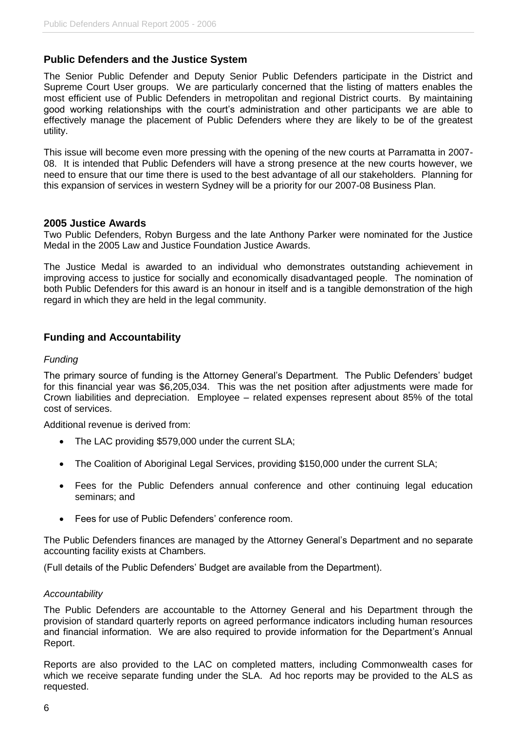## Public Defenders and the Justice System

The Senior Public Defender and Deputy Senior Public Defenders participate in the District and Supreme Court User groups. We are particularly concerned that the listing of matters enables the most efficient use of Public Defenders in metropolitan and regional District courts. By maintaining good working relationships with the court's administration and other participants we are able to effectively manage the placement of Public Defenders where they are likely to be of the greatest utility.

This issue will become even more pressing with the opening of the new courts at Parramatta in 2007-08. It is intended that Public Defenders will have a strong presence at the new courts however, we need to ensure that our time there is used to the best advantage of all our stakeholders. Planning for this expansion of services in western Sydney will be a priority for our 2007-08 Business Plan.

## 2005 Justice Awards

Two Public Defenders, Robyn Burgess and the late Anthony Parker were nominated for the Justice Medal in the 2005 Law and Justice Foundation Justice Awards.

The Justice Medal is awarded to an individual who demonstrates outstanding achievement in improving access to justice for socially and economically disadvantaged people. The nomination of both Public Defenders for this award is an honour in itself and is a tangible demonstration of the high regard in which they are held in the legal community.

## Funding and Accountability

### *Funding*

The primary source of funding is the Attorney General's Department. The Public Defenders' budget for this financial year was $6,205,034. This was the net position after adjustments were made for Crown liabilities and depreciation. Employee – related expenses represent about 85% of the total cost of services.

Additional revenue is derived from:

- The LAC providing $579,000 under the current SLA;
- The Coalition of Aboriginal Legal Services, providing $150,000 under the current SLA;
- Fees for the Public Defenders annual conference and other continuing legal education seminars; and
- Fees for use of Public Defenders' conference room.

The Public Defenders finances are managed by the Attorney General's Department and no separate accounting facility exists at Chambers.

(Full details of the Public Defenders' Budget are available from the Department).

### *Accountability*

The Public Defenders are accountable to the Attorney General and his Department through the provision of standard quarterly reports on agreed performance indicators including human resources and financial information. We are also required to provide information for the Department's Annual Report.

Reports are also provided to the LAC on completed matters, including Commonwealth cases for which we receive separate funding under the SLA. Ad hoc reports may be provided to the ALS as requested.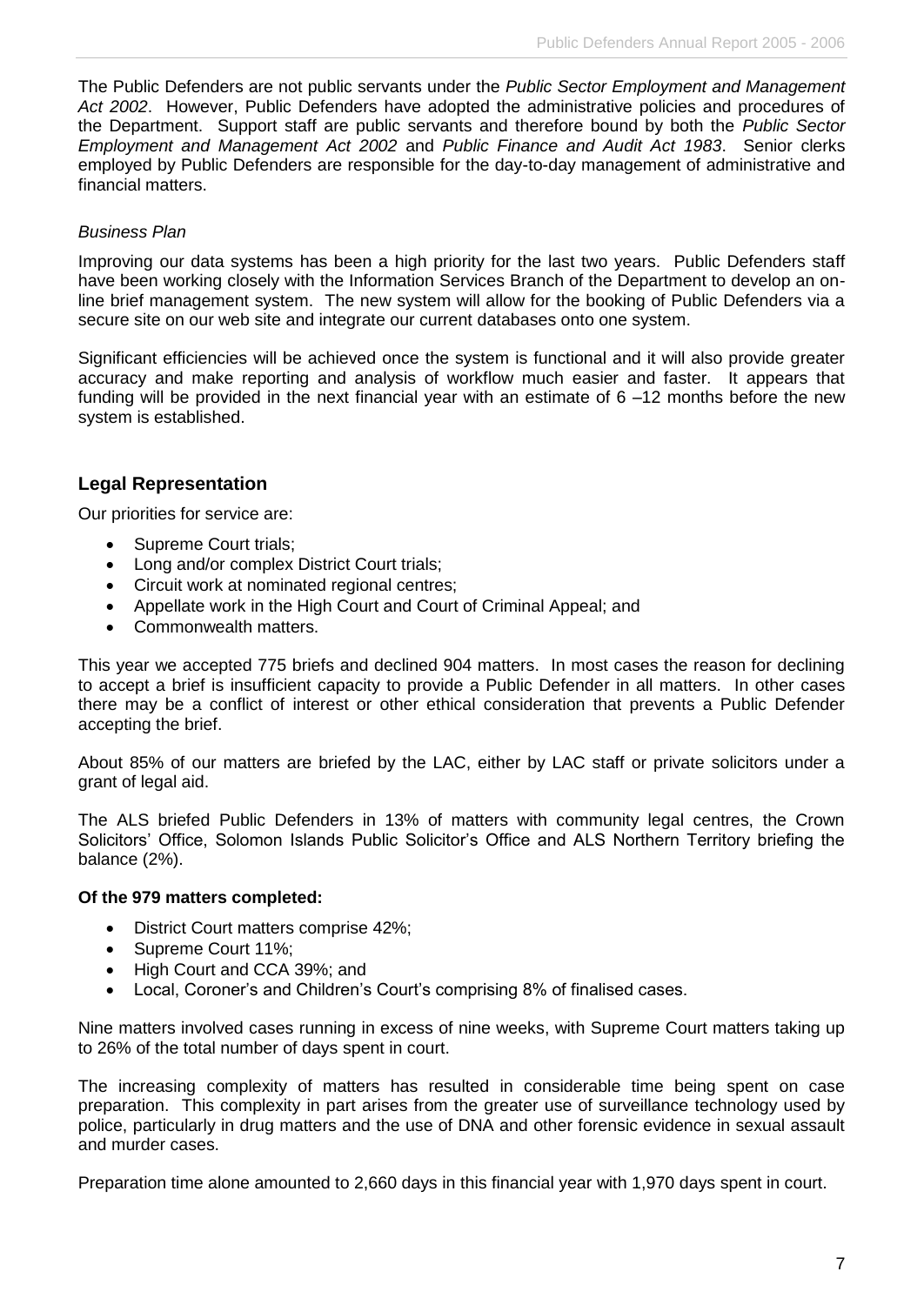The Public Defenders are not public servants under the *Public Sector Employment and Management Act 2002*. However, Public Defenders have adopted the administrative policies and procedures of the Department. Support staff are public servants and therefore bound by both the *Public Sector Employment and Management Act 2002* and *Public Finance and Audit Act 1983*. Senior clerks employed by Public Defenders are responsible for the day-to-day management of administrative and financial matters.

*Business Plan*

Improving our data systems has been a high priority for the last two years. Public Defenders staff have been working closely with the Information Services Branch of the Department to develop an on-line brief management system. The new system will allow for the booking of Public Defenders via a secure site on our web site and integrate our current databases onto one system.

Significant efficiencies will be achieved once the system is functional and it will also provide greater accuracy and make reporting and analysis of workflow much easier and faster. It appears that funding will be provided in the next financial year with an estimate of 6 –12 months before the new system is established.

## Legal Representation

Our priorities for service are:

- Supreme Court trials;
- Long and/or complex District Court trials;
- Circuit work at nominated regional centres;
- Appellate work in the High Court and Court of Criminal Appeal; and
- Commonwealth matters.

This year we accepted 775 briefs and declined 904 matters. In most cases the reason for declining to accept a brief is insufficient capacity to provide a Public Defender in all matters. In other cases there may be a conflict of interest or other ethical consideration that prevents a Public Defender accepting the brief.

About 85% of our matters are briefed by the LAC, either by LAC staff or private solicitors under a grant of legal aid.

The ALS briefed Public Defenders in 13% of matters with community legal centres, the Crown Solicitors' Office, Solomon Islands Public Solicitor's Office and ALS Northern Territory briefing the balance (2%).

**Of the 979 matters completed:**

- District Court matters comprise 42%;
- Supreme Court 11%;
- High Court and CCA 39%; and
- Local, Coroner's and Children's Court's comprising 8% of finalised cases.

Nine matters involved cases running in excess of nine weeks, with Supreme Court matters taking up to 26% of the total number of days spent in court.

The increasing complexity of matters has resulted in considerable time being spent on case preparation. This complexity in part arises from the greater use of surveillance technology used by police, particularly in drug matters and the use of DNA and other forensic evidence in sexual assault and murder cases.

Preparation time alone amounted to 2,660 days in this financial year with 1,970 days spent in court.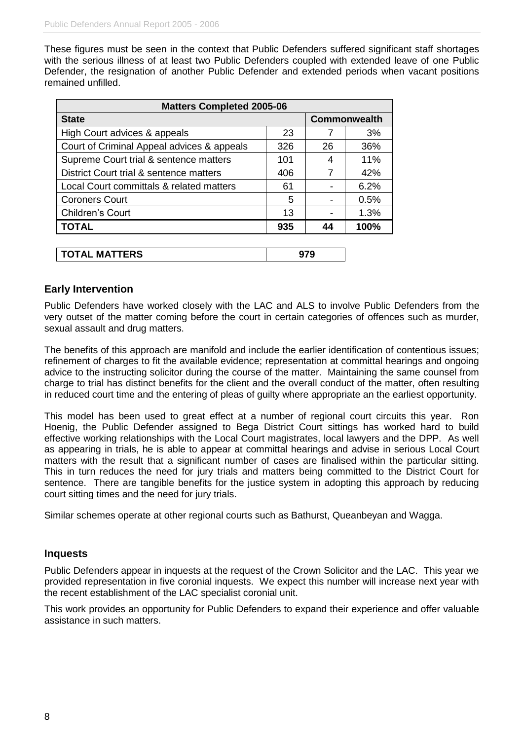These figures must be seen in the context that Public Defenders suffered significant staff shortages with the serious illness of at least two Public Defenders coupled with extended leave of one Public Defender, the resignation of another Public Defender and extended periods when vacant positions remained unfilled.

| Matters Completed 2005-06 | | | |
|---|---|---|---|
| **State** | | **Commonwealth** | |
| High Court advices & appeals | 23 | 7 | 3% |
| Court of Criminal Appeal advices & appeals | 326 | 26 | 36% |
| Supreme Court trial & sentence matters | 101 | 4 | 11% |
| District Court trial & sentence matters | 406 | 7 | 42% |
| Local Court committals & related matters | 61 | - | 6.2% |
| Coroners Court | 5 | - | 0.5% |
| Children's Court | 13 | - | 1.3% |
| **TOTAL** | **935** | **44** | **100%** |

| **TOTAL MATTERS** | **979** |
|---|---|

## Early Intervention

Public Defenders have worked closely with the LAC and ALS to involve Public Defenders from the very outset of the matter coming before the court in certain categories of offences such as murder, sexual assault and drug matters.

The benefits of this approach are manifold and include the earlier identification of contentious issues; refinement of charges to fit the available evidence; representation at committal hearings and ongoing advice to the instructing solicitor during the course of the matter. Maintaining the same counsel from charge to trial has distinct benefits for the client and the overall conduct of the matter, often resulting in reduced court time and the entering of pleas of guilty where appropriate an the earliest opportunity.

This model has been used to great effect at a number of regional court circuits this year. Ron Hoenig, the Public Defender assigned to Bega District Court sittings has worked hard to build effective working relationships with the Local Court magistrates, local lawyers and the DPP. As well as appearing in trials, he is able to appear at committal hearings and advise in serious Local Court matters with the result that a significant number of cases are finalised within the particular sitting. This in turn reduces the need for jury trials and matters being committed to the District Court for sentence. There are tangible benefits for the justice system in adopting this approach by reducing court sitting times and the need for jury trials.

Similar schemes operate at other regional courts such as Bathurst, Queanbeyan and Wagga.

## Inquests

Public Defenders appear in inquests at the request of the Crown Solicitor and the LAC. This year we provided representation in five coronial inquests. We expect this number will increase next year with the recent establishment of the LAC specialist coronial unit.

This work provides an opportunity for Public Defenders to expand their experience and offer valuable assistance in such matters.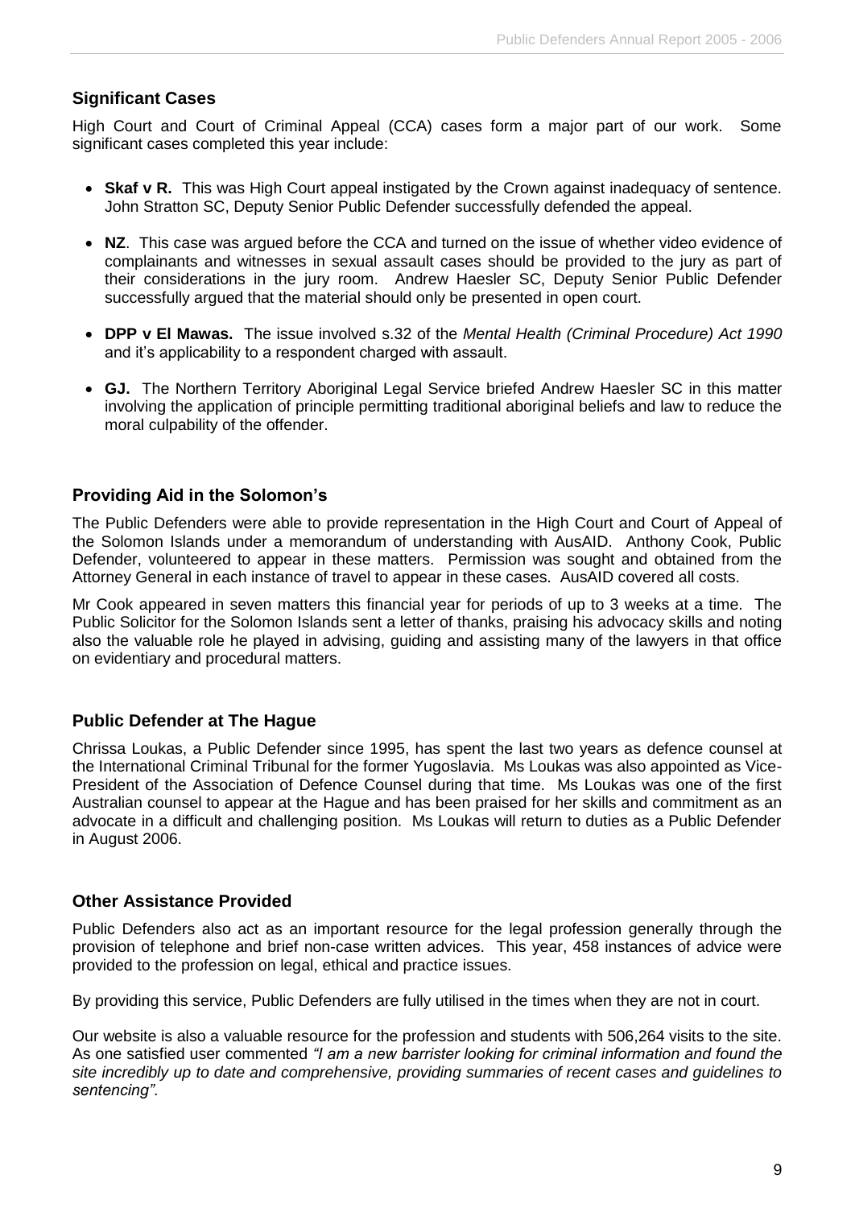## Significant Cases

High Court and Court of Criminal Appeal (CCA) cases form a major part of our work. Some significant cases completed this year include:

- **Skaf v R.** This was High Court appeal instigated by the Crown against inadequacy of sentence. John Stratton SC, Deputy Senior Public Defender successfully defended the appeal.
- **NZ**. This case was argued before the CCA and turned on the issue of whether video evidence of complainants and witnesses in sexual assault cases should be provided to the jury as part of their considerations in the jury room. Andrew Haesler SC, Deputy Senior Public Defender successfully argued that the material should only be presented in open court.
- **DPP v El Mawas.** The issue involved s.32 of the *Mental Health (Criminal Procedure) Act 1990* and it's applicability to a respondent charged with assault.
- **GJ.** The Northern Territory Aboriginal Legal Service briefed Andrew Haesler SC in this matter involving the application of principle permitting traditional aboriginal beliefs and law to reduce the moral culpability of the offender.

## Providing Aid in the Solomon's

The Public Defenders were able to provide representation in the High Court and Court of Appeal of the Solomon Islands under a memorandum of understanding with AusAID. Anthony Cook, Public Defender, volunteered to appear in these matters. Permission was sought and obtained from the Attorney General in each instance of travel to appear in these cases. AusAID covered all costs.

Mr Cook appeared in seven matters this financial year for periods of up to 3 weeks at a time. The Public Solicitor for the Solomon Islands sent a letter of thanks, praising his advocacy skills and noting also the valuable role he played in advising, guiding and assisting many of the lawyers in that office on evidentiary and procedural matters.

## Public Defender at The Hague

Chrissa Loukas, a Public Defender since 1995, has spent the last two years as defence counsel at the International Criminal Tribunal for the former Yugoslavia. Ms Loukas was also appointed as Vice-President of the Association of Defence Counsel during that time. Ms Loukas was one of the first Australian counsel to appear at the Hague and has been praised for her skills and commitment as an advocate in a difficult and challenging position. Ms Loukas will return to duties as a Public Defender in August 2006.

## Other Assistance Provided

Public Defenders also act as an important resource for the legal profession generally through the provision of telephone and brief non-case written advices. This year, 458 instances of advice were provided to the profession on legal, ethical and practice issues.

By providing this service, Public Defenders are fully utilised in the times when they are not in court.

Our website is also a valuable resource for the profession and students with 506,264 visits to the site. As one satisfied user commented *"I am a new barrister looking for criminal information and found the site incredibly up to date and comprehensive, providing summaries of recent cases and guidelines to sentencing".*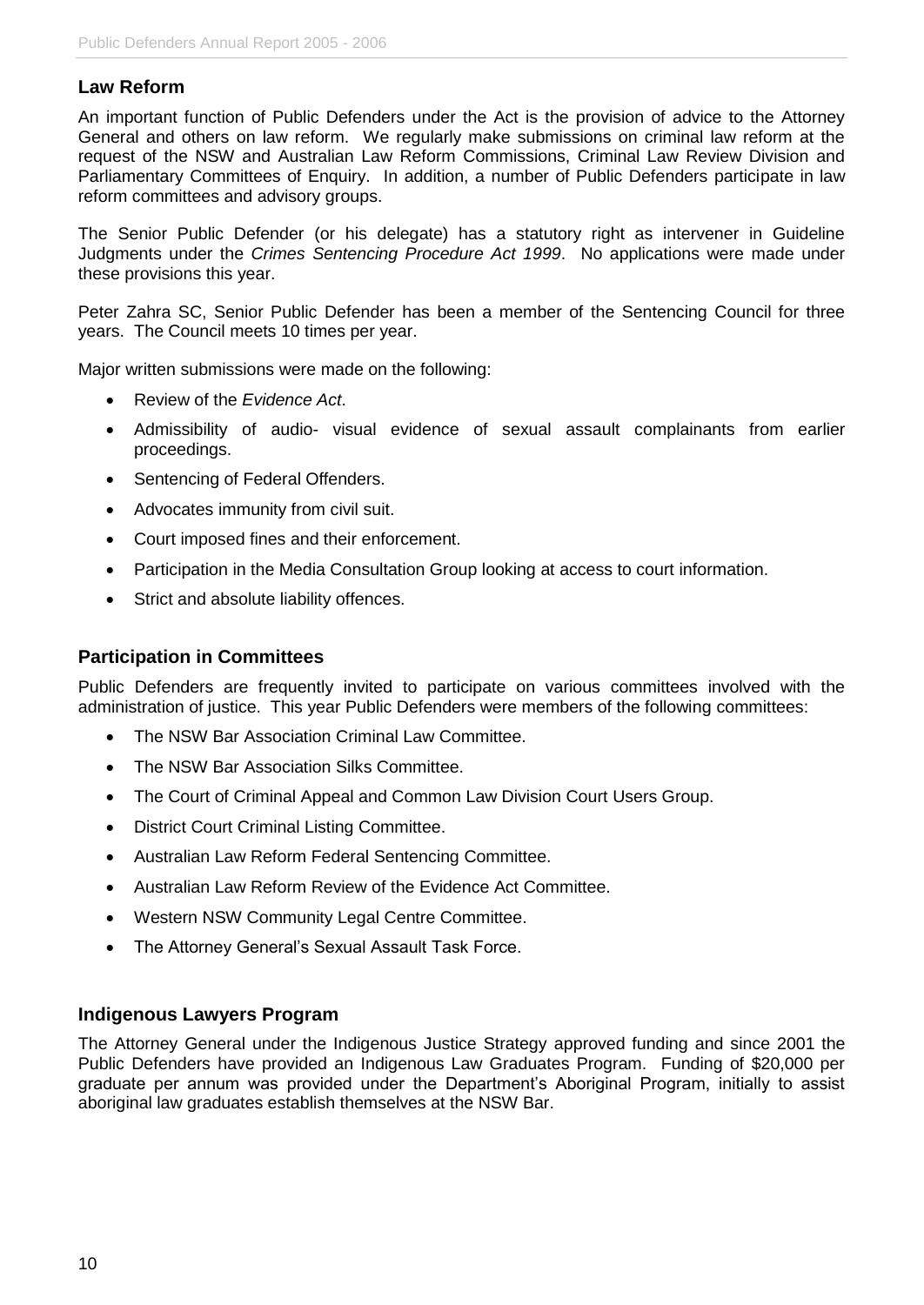## Law Reform

An important function of Public Defenders under the Act is the provision of advice to the Attorney General and others on law reform. We regularly make submissions on criminal law reform at the request of the NSW and Australian Law Reform Commissions, Criminal Law Review Division and Parliamentary Committees of Enquiry. In addition, a number of Public Defenders participate in law reform committees and advisory groups.

The Senior Public Defender (or his delegate) has a statutory right as intervener in Guideline Judgments under the *Crimes Sentencing Procedure Act 1999*. No applications were made under these provisions this year.

Peter Zahra SC, Senior Public Defender has been a member of the Sentencing Council for three years. The Council meets 10 times per year.

Major written submissions were made on the following:

- Review of the *Evidence Act*.
- Admissibility of audio- visual evidence of sexual assault complainants from earlier proceedings.
- Sentencing of Federal Offenders.
- Advocates immunity from civil suit.
- Court imposed fines and their enforcement.
- Participation in the Media Consultation Group looking at access to court information.
- Strict and absolute liability offences.

## Participation in Committees

Public Defenders are frequently invited to participate on various committees involved with the administration of justice. This year Public Defenders were members of the following committees:

- The NSW Bar Association Criminal Law Committee.
- The NSW Bar Association Silks Committee.
- The Court of Criminal Appeal and Common Law Division Court Users Group.
- District Court Criminal Listing Committee.
- Australian Law Reform Federal Sentencing Committee.
- Australian Law Reform Review of the Evidence Act Committee.
- Western NSW Community Legal Centre Committee.
- The Attorney General's Sexual Assault Task Force.

## Indigenous Lawyers Program

The Attorney General under the Indigenous Justice Strategy approved funding and since 2001 the Public Defenders have provided an Indigenous Law Graduates Program. Funding of $20,000 per graduate per annum was provided under the Department's Aboriginal Program, initially to assist aboriginal law graduates establish themselves at the NSW Bar.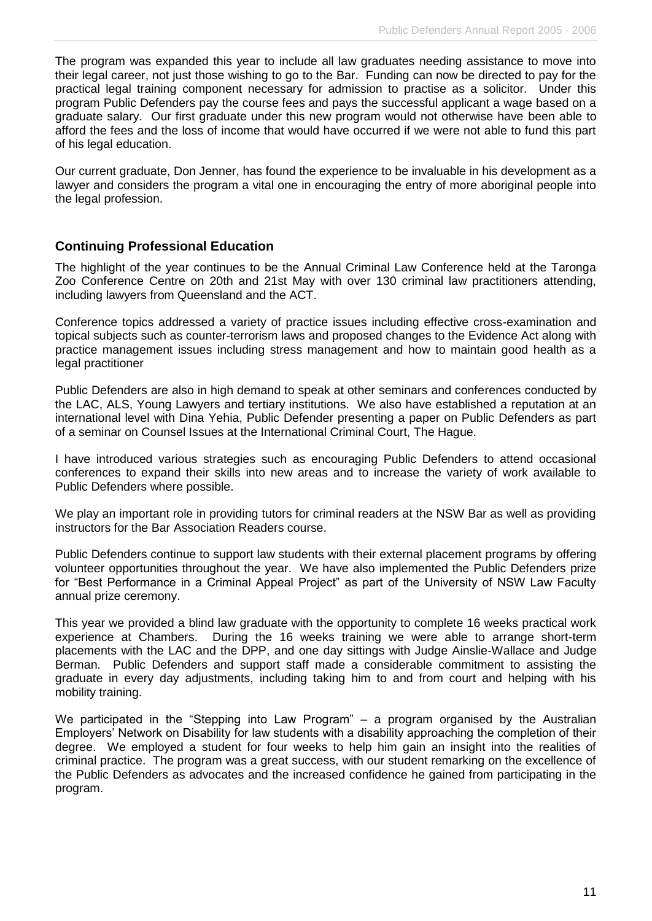The program was expanded this year to include all law graduates needing assistance to move into their legal career, not just those wishing to go to the Bar. Funding can now be directed to pay for the practical legal training component necessary for admission to practise as a solicitor. Under this program Public Defenders pay the course fees and pays the successful applicant a wage based on a graduate salary. Our first graduate under this new program would not otherwise have been able to afford the fees and the loss of income that would have occurred if we were not able to fund this part of his legal education.

Our current graduate, Don Jenner, has found the experience to be invaluable in his development as a lawyer and considers the program a vital one in encouraging the entry of more aboriginal people into the legal profession.

### Continuing Professional Education

The highlight of the year continues to be the Annual Criminal Law Conference held at the Taronga Zoo Conference Centre on 20th and 21st May with over 130 criminal law practitioners attending, including lawyers from Queensland and the ACT.

Conference topics addressed a variety of practice issues including effective cross-examination and topical subjects such as counter-terrorism laws and proposed changes to the Evidence Act along with practice management issues including stress management and how to maintain good health as a legal practitioner

Public Defenders are also in high demand to speak at other seminars and conferences conducted by the LAC, ALS, Young Lawyers and tertiary institutions. We also have established a reputation at an international level with Dina Yehia, Public Defender presenting a paper on Public Defenders as part of a seminar on Counsel Issues at the International Criminal Court, The Hague.

I have introduced various strategies such as encouraging Public Defenders to attend occasional conferences to expand their skills into new areas and to increase the variety of work available to Public Defenders where possible.

We play an important role in providing tutors for criminal readers at the NSW Bar as well as providing instructors for the Bar Association Readers course.

Public Defenders continue to support law students with their external placement programs by offering volunteer opportunities throughout the year. We have also implemented the Public Defenders prize for "Best Performance in a Criminal Appeal Project" as part of the University of NSW Law Faculty annual prize ceremony.

This year we provided a blind law graduate with the opportunity to complete 16 weeks practical work experience at Chambers. During the 16 weeks training we were able to arrange short-term placements with the LAC and the DPP, and one day sittings with Judge Ainslie-Wallace and Judge Berman. Public Defenders and support staff made a considerable commitment to assisting the graduate in every day adjustments, including taking him to and from court and helping with his mobility training.

We participated in the "Stepping into Law Program" – a program organised by the Australian Employers' Network on Disability for law students with a disability approaching the completion of their degree. We employed a student for four weeks to help him gain an insight into the realities of criminal practice. The program was a great success, with our student remarking on the excellence of the Public Defenders as advocates and the increased confidence he gained from participating in the program.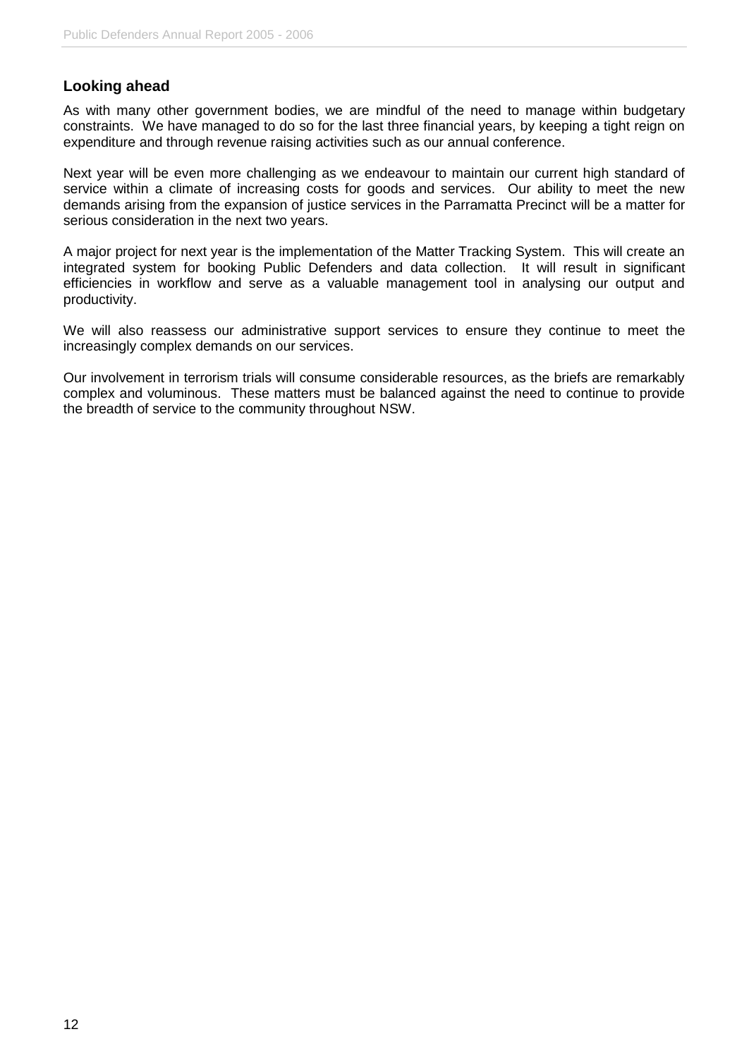## Looking ahead

As with many other government bodies, we are mindful of the need to manage within budgetary constraints. We have managed to do so for the last three financial years, by keeping a tight reign on expenditure and through revenue raising activities such as our annual conference.

Next year will be even more challenging as we endeavour to maintain our current high standard of service within a climate of increasing costs for goods and services. Our ability to meet the new demands arising from the expansion of justice services in the Parramatta Precinct will be a matter for serious consideration in the next two years.

A major project for next year is the implementation of the Matter Tracking System. This will create an integrated system for booking Public Defenders and data collection. It will result in significant efficiencies in workflow and serve as a valuable management tool in analysing our output and productivity.

We will also reassess our administrative support services to ensure they continue to meet the increasingly complex demands on our services.

Our involvement in terrorism trials will consume considerable resources, as the briefs are remarkably complex and voluminous. These matters must be balanced against the need to continue to provide the breadth of service to the community throughout NSW.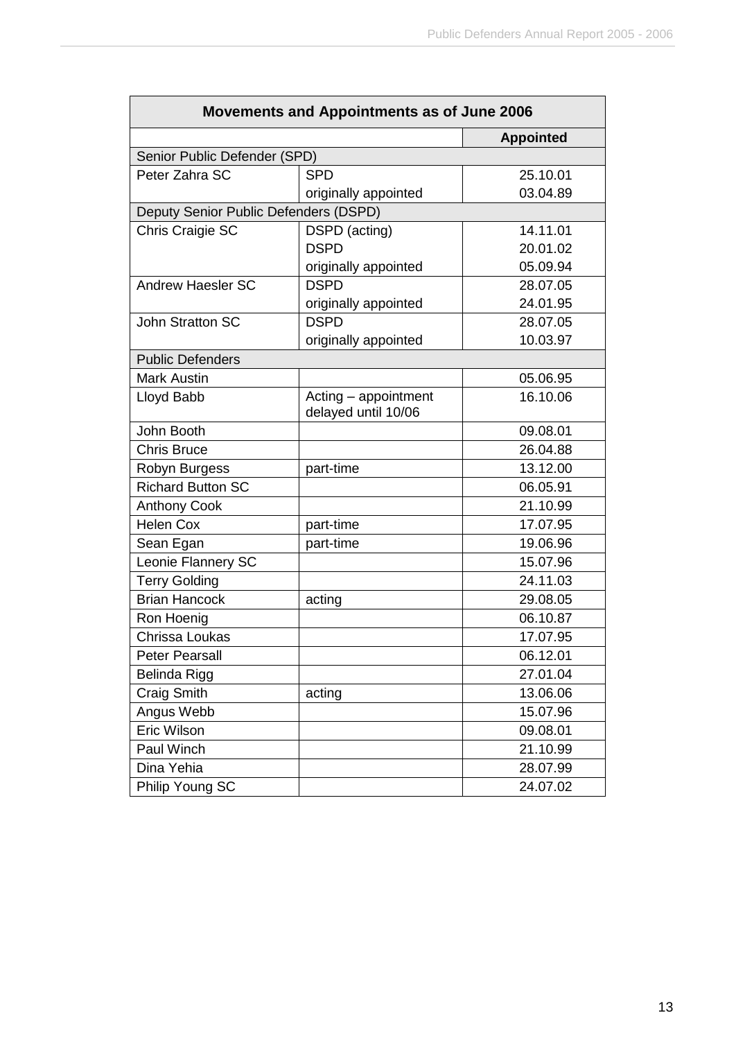| Movements and Appointments as of June 2006 | | |
|---|---|---|
| | | **Appointed** |
| Senior Public Defender (SPD) | | |
| Peter Zahra SC | SPD | 25.10.01 |
| | originally appointed | 03.04.89 |
| Deputy Senior Public Defenders (DSPD) | | |
| Chris Craigie SC | DSPD (acting) | 14.11.01 |
| | DSPD | 20.01.02 |
| | originally appointed | 05.09.94 |
| Andrew Haesler SC | DSPD | 28.07.05 |
| | originally appointed | 24.01.95 |
| John Stratton SC | DSPD | 28.07.05 |
| | originally appointed | 10.03.97 |
| Public Defenders | | |
| Mark Austin | | 05.06.95 |
| Lloyd Babb | Acting – appointment delayed until 10/06 | 16.10.06 |
| John Booth | | 09.08.01 |
| Chris Bruce | | 26.04.88 |
| Robyn Burgess | part-time | 13.12.00 |
| Richard Button SC | | 06.05.91 |
| Anthony Cook | | 21.10.99 |
| Helen Cox | part-time | 17.07.95 |
| Sean Egan | part-time | 19.06.96 |
| Leonie Flannery SC | | 15.07.96 |
| Terry Golding | | 24.11.03 |
| Brian Hancock | acting | 29.08.05 |
| Ron Hoenig | | 06.10.87 |
| Chrissa Loukas | | 17.07.95 |
| Peter Pearsall | | 06.12.01 |
| Belinda Rigg | | 27.01.04 |
| Craig Smith | acting | 13.06.06 |
| Angus Webb | | 15.07.96 |
| Eric Wilson | | 09.08.01 |
| Paul Winch | | 21.10.99 |
| Dina Yehia | | 28.07.99 |
| Philip Young SC | | 24.07.02 |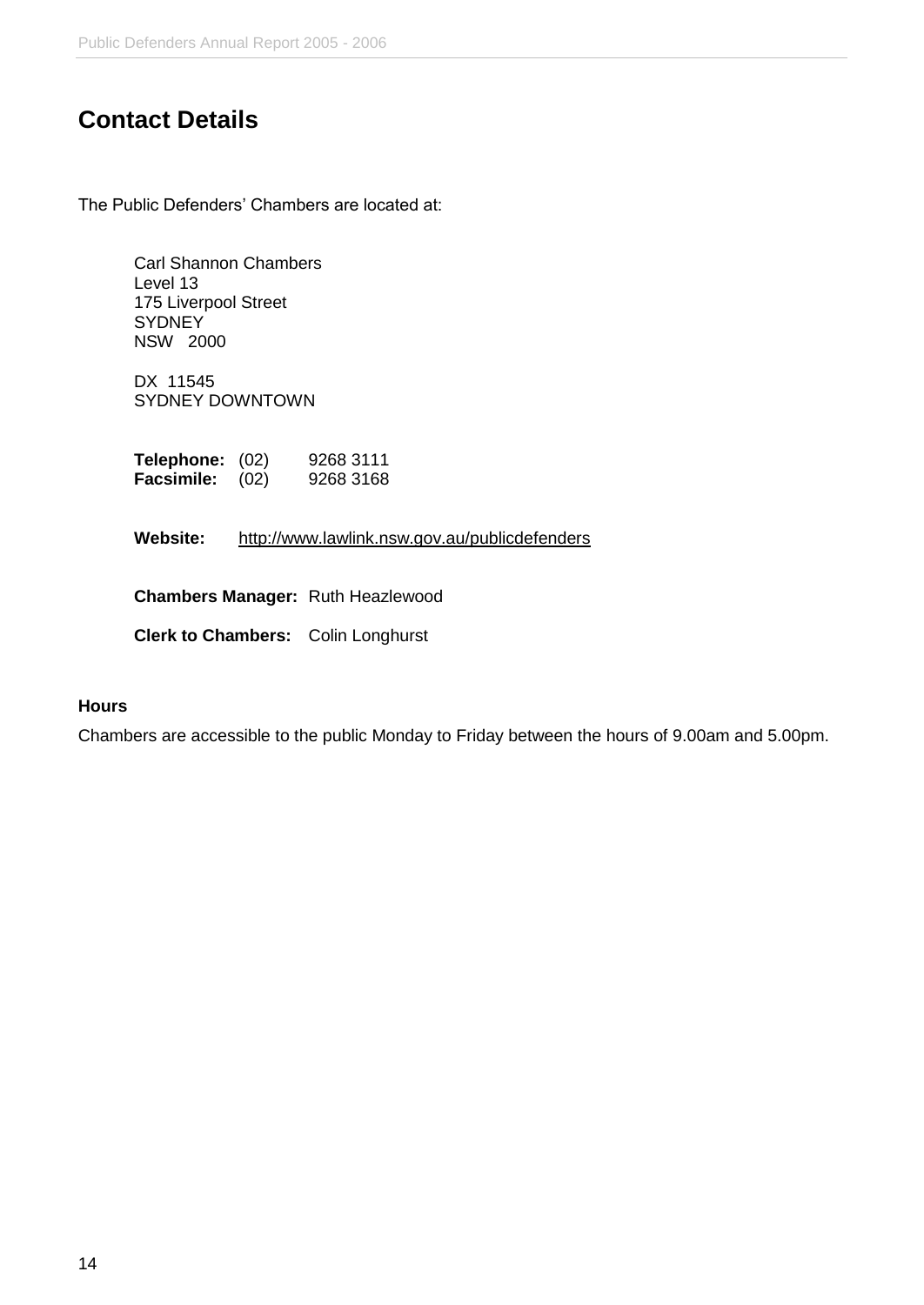# Contact Details

The Public Defenders' Chambers are located at:

Carl Shannon Chambers
Level 13
175 Liverpool Street
SYDNEY
NSW 2000

DX 11545
SYDNEY DOWNTOWN

**Telephone:** (02) 9268 3111
**Facsimile:** (02) 9268 3168

**Website:** http://www.lawlink.nsw.gov.au/publicdefenders

**Chambers Manager:** Ruth Heazlewood

**Clerk to Chambers:** Colin Longhurst

**Hours**

Chambers are accessible to the public Monday to Friday between the hours of 9.00am and 5.00pm.